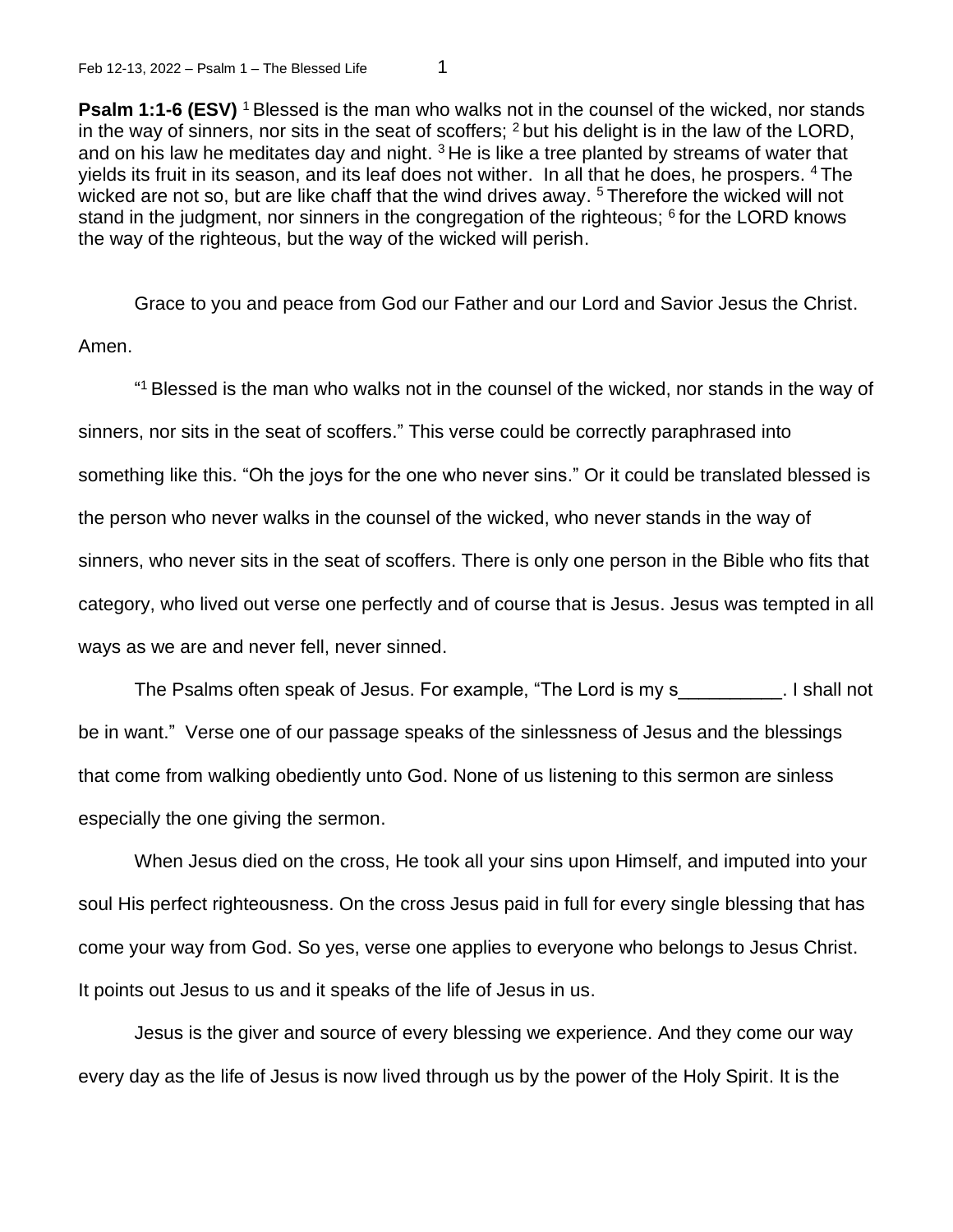**Psalm 1:1-6 (ESV)** [1] Blessed is the man who walks not in the counsel of the wicked, nor stands in the way of sinners, nor sits in the seat of scoffers; [2] but his delight is in the law of the LORD, and on his law he meditates day and night. [3] He is like a tree planted by streams of water that yields its fruit in its season, and its leaf does not wither. In all that he does, he prospers. [4] The wicked are not so, but are like chaff that the wind drives away. [5] Therefore the wicked will not stand in the judgment, nor sinners in the congregation of the righteous; [6] for the LORD knows the way of the righteous, but the way of the wicked will perish.

Grace to you and peace from God our Father and our Lord and Savior Jesus the Christ. Amen.

"[1] Blessed is the man who walks not in the counsel of the wicked, nor stands in the way of sinners, nor sits in the seat of scoffers." This verse could be correctly paraphrased into something like this. "Oh the joys for the one who never sins." Or it could be translated blessed is the person who never walks in the counsel of the wicked, who never stands in the way of sinners, who never sits in the seat of scoffers. There is only one person in the Bible who fits that category, who lived out verse one perfectly and of course that is Jesus. Jesus was tempted in all ways as we are and never fell, never sinned.

The Psalms often speak of Jesus. For example, "The Lord is my s__________. I shall not be in want." Verse one of our passage speaks of the sinlessness of Jesus and the blessings that come from walking obediently unto God. None of us listening to this sermon are sinless especially the one giving the sermon.

When Jesus died on the cross, He took all your sins upon Himself, and imputed into your soul His perfect righteousness. On the cross Jesus paid in full for every single blessing that has come your way from God. So yes, verse one applies to everyone who belongs to Jesus Christ. It points out Jesus to us and it speaks of the life of Jesus in us.

Jesus is the giver and source of every blessing we experience. And they come our way every day as the life of Jesus is now lived through us by the power of the Holy Spirit. It is the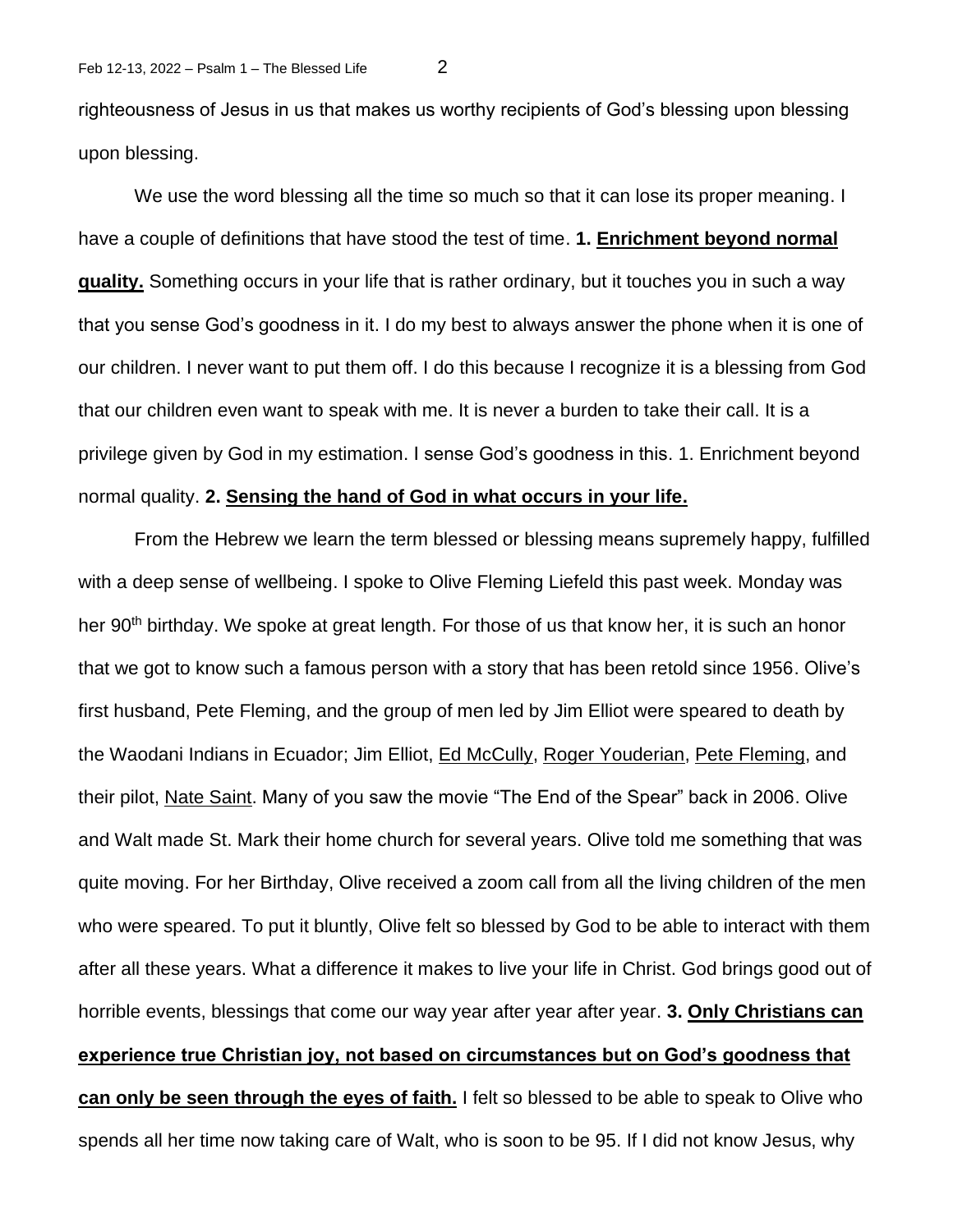righteousness of Jesus in us that makes us worthy recipients of God's blessing upon blessing upon blessing.

We use the word blessing all the time so much so that it can lose its proper meaning. I have a couple of definitions that have stood the test of time. **1. <u>Enrichment beyond normal quality.</u>** Something occurs in your life that is rather ordinary, but it touches you in such a way that you sense God's goodness in it. I do my best to always answer the phone when it is one of our children. I never want to put them off. I do this because I recognize it is a blessing from God that our children even want to speak with me. It is never a burden to take their call. It is a privilege given by God in my estimation. I sense God's goodness in this. 1. Enrichment beyond normal quality. **2. <u>Sensing the hand of God in what occurs in your life.</u>**

From the Hebrew we learn the term blessed or blessing means supremely happy, fulfilled with a deep sense of wellbeing. I spoke to Olive Fleming Liefeld this past week. Monday was her 90th birthday. We spoke at great length. For those of us that know her, it is such an honor that we got to know such a famous person with a story that has been retold since 1956. Olive's first husband, Pete Fleming, and the group of men led by Jim Elliot were speared to death by the Waodani Indians in Ecuador; Jim Elliot, <u>Ed McCully</u>, <u>Roger Youderian</u>, <u>Pete Fleming</u>, and their pilot, <u>Nate Saint</u>. Many of you saw the movie "The End of the Spear" back in 2006. Olive and Walt made St. Mark their home church for several years. Olive told me something that was quite moving. For her Birthday, Olive received a zoom call from all the living children of the men who were speared. To put it bluntly, Olive felt so blessed by God to be able to interact with them after all these years. What a difference it makes to live your life in Christ. God brings good out of horrible events, blessings that come our way year after year after year. **3. <u>Only Christians can experience true Christian joy, not based on circumstances but on God's goodness that can only be seen through the eyes of faith.</u>** I felt so blessed to be able to speak to Olive who spends all her time now taking care of Walt, who is soon to be 95. If I did not know Jesus, why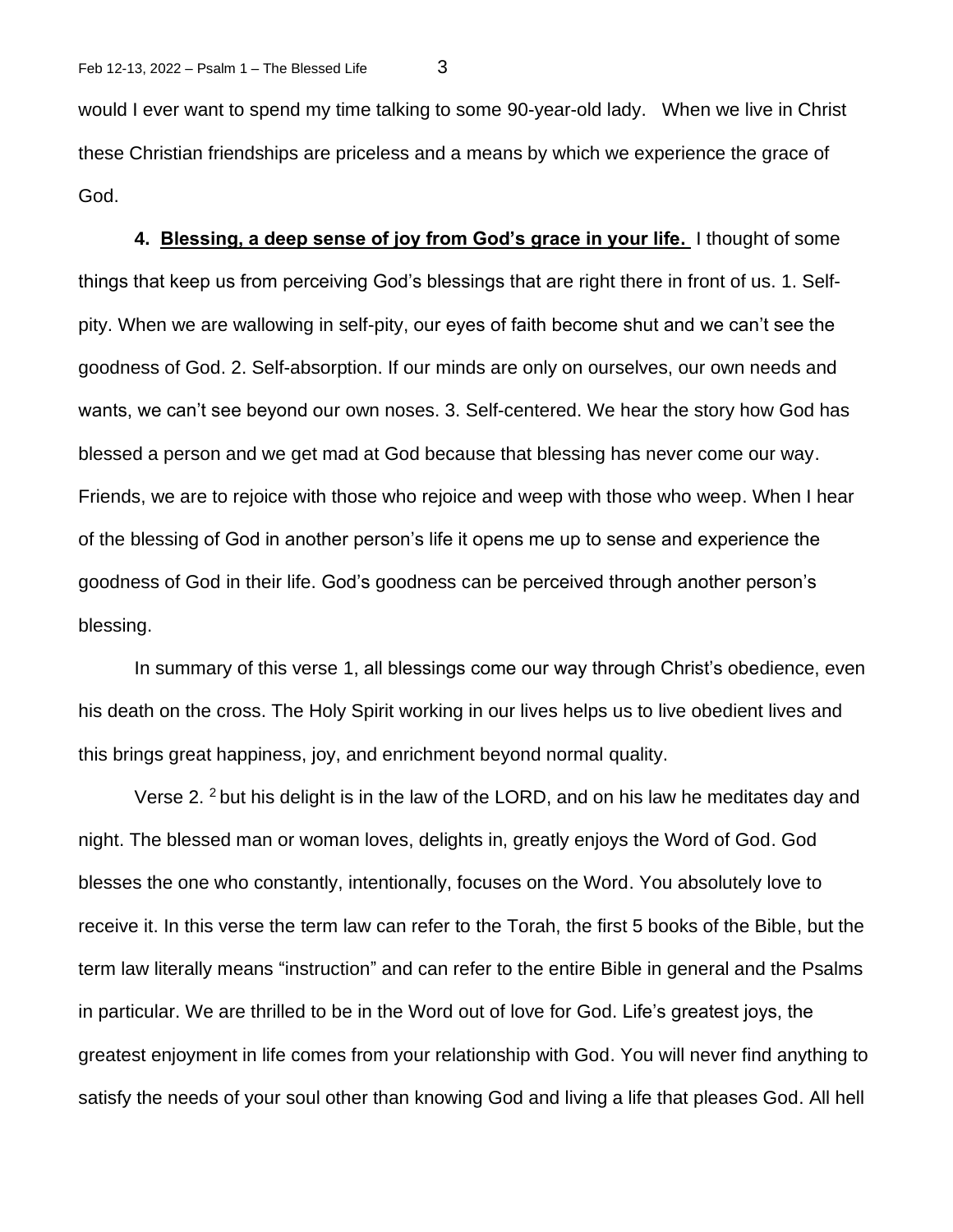would I ever want to spend my time talking to some 90-year-old lady. When we live in Christ these Christian friendships are priceless and a means by which we experience the grace of God.

**4. <u>Blessing, a deep sense of joy from God's grace in your life.</u>** I thought of some things that keep us from perceiving God's blessings that are right there in front of us. 1. Self-pity. When we are wallowing in self-pity, our eyes of faith become shut and we can't see the goodness of God. 2. Self-absorption. If our minds are only on ourselves, our own needs and wants, we can't see beyond our own noses. 3. Self-centered. We hear the story how God has blessed a person and we get mad at God because that blessing has never come our way. Friends, we are to rejoice with those who rejoice and weep with those who weep. When I hear of the blessing of God in another person's life it opens me up to sense and experience the goodness of God in their life. God's goodness can be perceived through another person's blessing.

In summary of this verse 1, all blessings come our way through Christ's obedience, even his death on the cross. The Holy Spirit working in our lives helps us to live obedient lives and this brings great happiness, joy, and enrichment beyond normal quality.

Verse 2. [2] but his delight is in the law of the LORD, and on his law he meditates day and night. The blessed man or woman loves, delights in, greatly enjoys the Word of God. God blesses the one who constantly, intentionally, focuses on the Word. You absolutely love to receive it. In this verse the term law can refer to the Torah, the first 5 books of the Bible, but the term law literally means "instruction" and can refer to the entire Bible in general and the Psalms in particular. We are thrilled to be in the Word out of love for God. Life's greatest joys, the greatest enjoyment in life comes from your relationship with God. You will never find anything to satisfy the needs of your soul other than knowing God and living a life that pleases God. All hell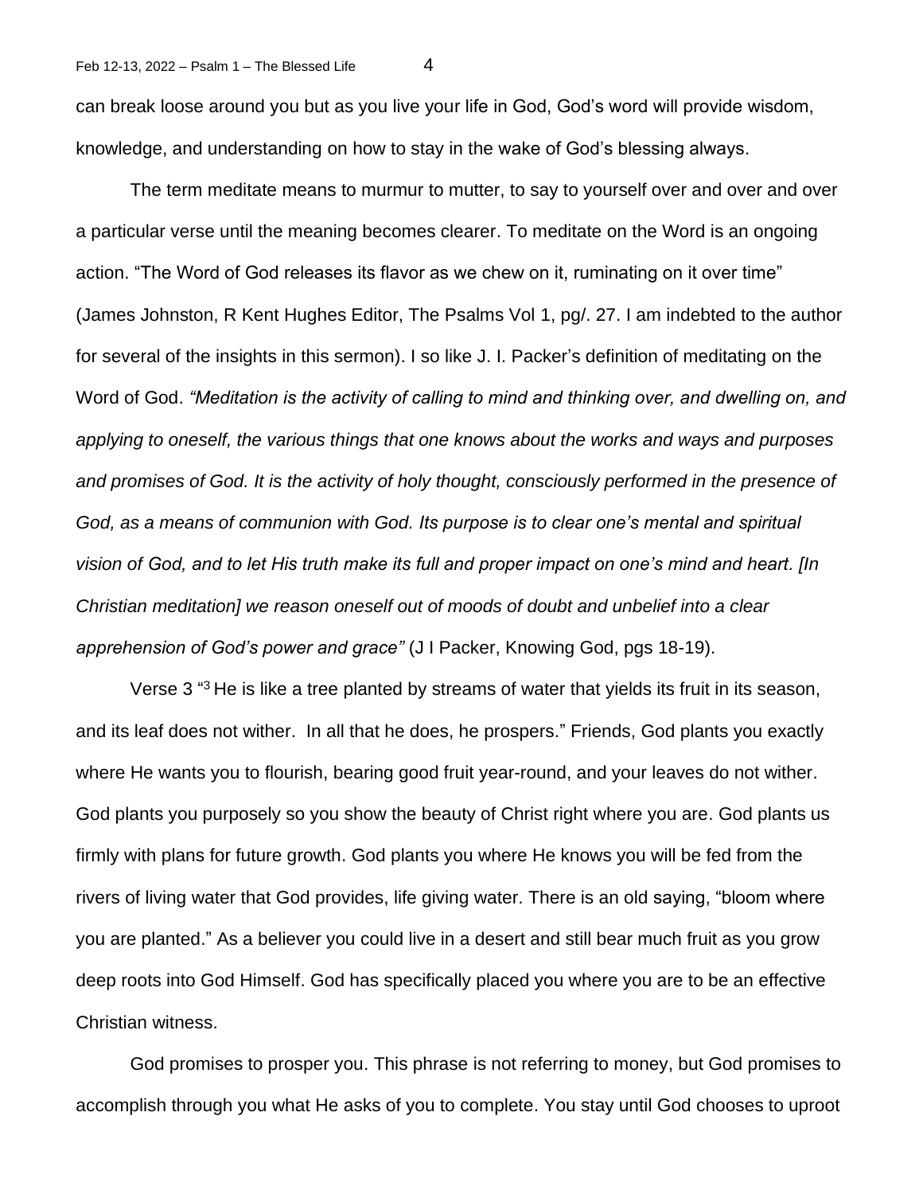can break loose around you but as you live your life in God, God's word will provide wisdom, knowledge, and understanding on how to stay in the wake of God's blessing always.

The term meditate means to murmur to mutter, to say to yourself over and over and over a particular verse until the meaning becomes clearer. To meditate on the Word is an ongoing action. "The Word of God releases its flavor as we chew on it, ruminating on it over time" (James Johnston, R Kent Hughes Editor, The Psalms Vol 1, pg/. 27. I am indebted to the author for several of the insights in this sermon). I so like J. I. Packer's definition of meditating on the Word of God. *"Meditation is the activity of calling to mind and thinking over, and dwelling on, and applying to oneself, the various things that one knows about the works and ways and purposes and promises of God. It is the activity of holy thought, consciously performed in the presence of God, as a means of communion with God. Its purpose is to clear one's mental and spiritual vision of God, and to let His truth make its full and proper impact on one's mind and heart. [In Christian meditation] we reason oneself out of moods of doubt and unbelief into a clear apprehension of God's power and grace"* (J I Packer, Knowing God, pgs 18-19).

Verse 3 "[3] He is like a tree planted by streams of water that yields its fruit in its season, and its leaf does not wither. In all that he does, he prospers." Friends, God plants you exactly where He wants you to flourish, bearing good fruit year-round, and your leaves do not wither. God plants you purposely so you show the beauty of Christ right where you are. God plants us firmly with plans for future growth. God plants you where He knows you will be fed from the rivers of living water that God provides, life giving water. There is an old saying, "bloom where you are planted." As a believer you could live in a desert and still bear much fruit as you grow deep roots into God Himself. God has specifically placed you where you are to be an effective Christian witness.

God promises to prosper you. This phrase is not referring to money, but God promises to accomplish through you what He asks of you to complete. You stay until God chooses to uproot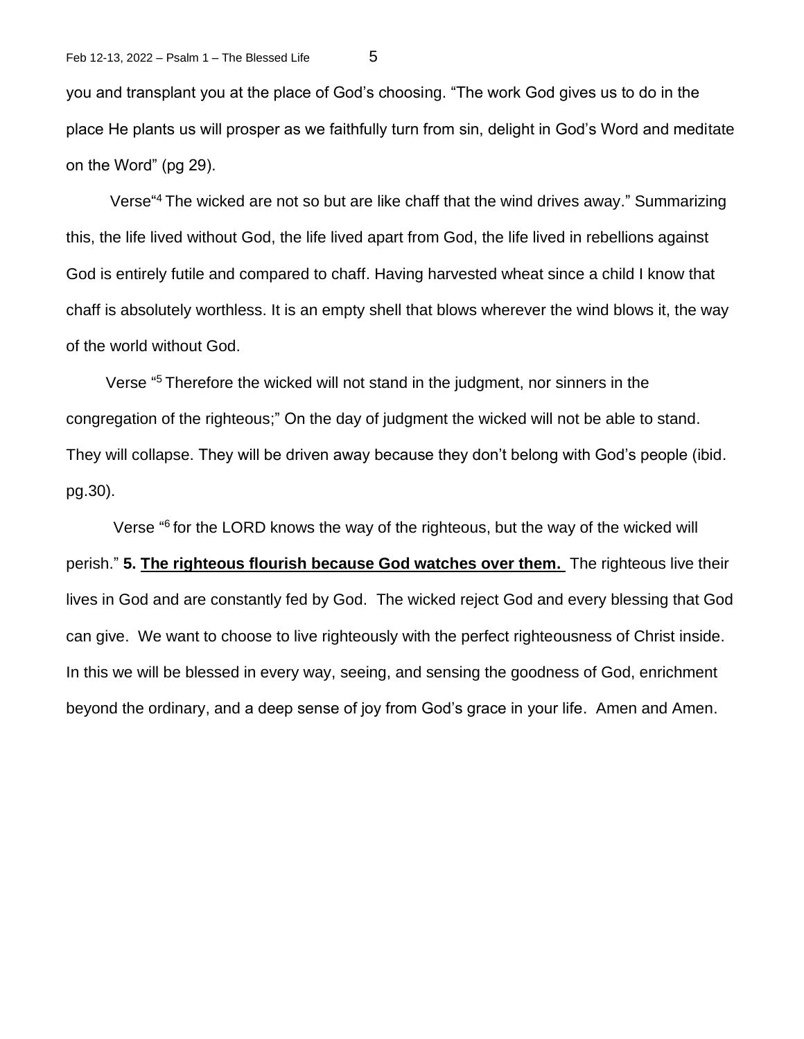you and transplant you at the place of God's choosing. "The work God gives us to do in the place He plants us will prosper as we faithfully turn from sin, delight in God's Word and meditate on the Word" (pg 29).

Verse"[4] The wicked are not so but are like chaff that the wind drives away." Summarizing this, the life lived without God, the life lived apart from God, the life lived in rebellions against God is entirely futile and compared to chaff. Having harvested wheat since a child I know that chaff is absolutely worthless. It is an empty shell that blows wherever the wind blows it, the way of the world without God.

Verse "[5] Therefore the wicked will not stand in the judgment, nor sinners in the congregation of the righteous;" On the day of judgment the wicked will not be able to stand. They will collapse. They will be driven away because they don't belong with God's people (ibid. pg.30).

Verse "[6] for the LORD knows the way of the righteous, but the way of the wicked will perish." **5. <u>The righteous flourish because God watches over them.</u>** The righteous live their lives in God and are constantly fed by God. The wicked reject God and every blessing that God can give. We want to choose to live righteously with the perfect righteousness of Christ inside. In this we will be blessed in every way, seeing, and sensing the goodness of God, enrichment beyond the ordinary, and a deep sense of joy from God's grace in your life. Amen and Amen.